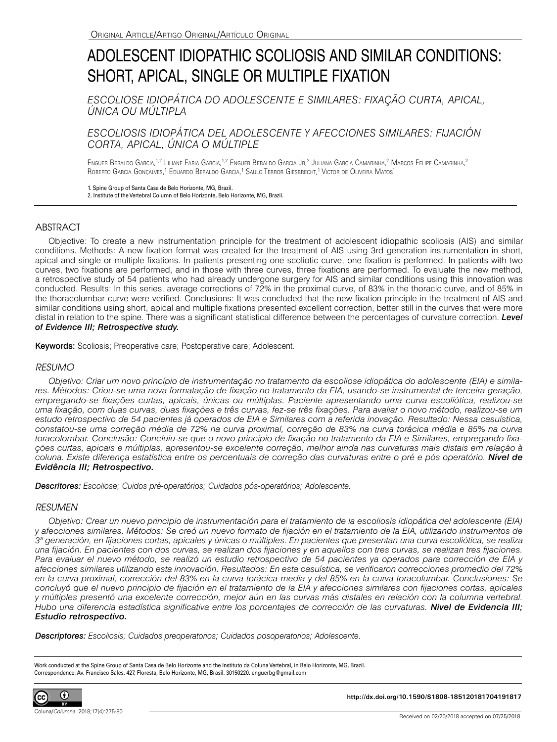Original Article/Artigo Original/Artículo Original

# ADOLESCENT IDIOPATHIC SCOLIOSIS AND SIMILAR CONDITIONS: SHORT, APICAL, SINGLE OR MULTIPLE FIXATION

*ESCOLIOSE IDIOPÁTICA DO ADOLESCENTE E SIMILARES: FIXAÇÃO CURTA, APICAL, ÚNICA OU MÚLTIPLA*

*ESCOLIOSIS IDIOPÁTICA DEL ADOLESCENTE Y AFECCIONES SIMILARES: FIJACIÓN CORTA, APICAL, ÚNICA O MÚLTIPLE*

Enguer Beraldo Garcia,[1,2] Liliane Faria Garcia,[1,2] Enguer Beraldo Garcia Jr,[2] Juliana Garcia Camarinha,[2] Marcos Felipe Camarinha,[2] Roberto Garcia Gonçalves,[1] Eduardo Beraldo Garcia,[1] Saulo Terror Giesbrecht,[1] Victor de Oliveira Matos[1]

1. Spine Group of Santa Casa de Belo Horizonte, MG, Brazil.
2. Institute of the Vertebral Column of Belo Horizonte, Belo Horizonte, MG, Brazil.

## ABSTRACT

Objective: To create a new instrumentation principle for the treatment of adolescent idiopathic scoliosis (AIS) and similar conditions. Methods: A new fixation format was created for the treatment of AIS using 3rd generation instrumentation in short, apical and single or multiple fixations. In patients presenting one scoliotic curve, one fixation is performed. In patients with two curves, two fixations are performed, and in those with three curves, three fixations are performed. To evaluate the new method, a retrospective study of 54 patients who had already undergone surgery for AIS and similar conditions using this innovation was conducted. Results: In this series, average corrections of 72% in the proximal curve, of 83% in the thoracic curve, and of 85% in the thoracolumbar curve were verified. Conclusions: It was concluded that the new fixation principle in the treatment of AIS and similar conditions using short, apical and multiple fixations presented excellent correction, better still in the curves that were more distal in relation to the spine. There was a significant statistical difference between the percentages of curvature correction. ***Level of Evidence III; Retrospective study.***

**Keywords:** Scoliosis; Preoperative care; Postoperative care; Adolescent.

## *RESUMO*

*Objetivo: Criar um novo princípio de instrumentação no tratamento da escoliose idiopática do adolescente (EIA) e similares. Métodos: Criou-se uma nova formatação de fixação no tratamento da EIA, usando-se instrumental de terceira geração, empregando-se fixações curtas, apicais, únicas ou múltiplas. Paciente apresentando uma curva escoliótica, realizou-se uma fixação, com duas curvas, duas fixações e três curvas, fez-se três fixações. Para avaliar o novo método, realizou-se um estudo retrospectivo de 54 pacientes já operados de EIA e Similares com a referida inovação. Resultado: Nessa casuística, constatou-se uma correção média de 72% na curva proximal, correção de 83% na curva torácica média e 85% na curva toracolombar. Conclusão: Concluiu-se que o novo princípio de fixação no tratamento da EIA e Similares, empregando fixações curtas, apicais e múltiplas, apresentou-se excelente correção, melhor ainda nas curvaturas mais distais em relação à coluna. Existe diferença estatística entre os percentuais de correção das curvaturas entre o pré e pós operatório.* ***Nível de Evidência III; Retrospectivo.***

***Descritores:*** *Escoliose; Cuidos pré-operatórios; Cuidados pós-operatórios; Adolescente.*

## *RESUMEN*

*Objetivo: Crear un nuevo principio de instrumentación para el tratamiento de la escoliosis idiopática del adolescente (EIA) y afecciones similares. Métodos: Se creó un nuevo formato de fijación en el tratamiento de la EIA, utilizando instrumentos de 3ª generación, en fijaciones cortas, apicales y únicas o múltiples. En pacientes que presentan una curva escoliótica, se realiza una fijación. En pacientes con dos curvas, se realizan dos fijaciones y en aquellos con tres curvas, se realizan tres fijaciones. Para evaluar el nuevo método, se realizó un estudio retrospectivo de 54 pacientes ya operados para corrección de EIA y afecciones similares utilizando esta innovación. Resultados: En esta casuística, se verificaron correcciones promedio del 72% en la curva proximal, corrección del 83% en la curva torácica media y del 85% en la curva toracolumbar. Conclusiones: Se concluyó que el nuevo principio de fijación en el tratamiento de la EIA y afecciones similares con fijaciones cortas, apicales y múltiples presentó una excelente corrección, mejor aún en las curvas más distales en relación con la columna vertebral. Hubo una diferencia estadística significativa entre los porcentajes de corrección de las curvaturas.* ***Nivel de Evidencia III; Estudio retrospectivo.***

***Descriptores:*** *Escoliosis; Cuidados preoperatorios; Cuidados posoperatorios; Adolescente.*

Work conducted at the Spine Group of Santa Casa de Belo Horizonte and the Instituto da Coluna Vertebral, in Belo Horizonte, MG, Brazil.
Correspondence: Av. Francisco Sales, 427, Floresta, Belo Horizonte, MG, Brasil. 30150220. enguerbg@gmail.com

http://dx.doi.org/10.1590/S1808-185120181704191817

Received on 02/20/2018 accepted on 07/25/2018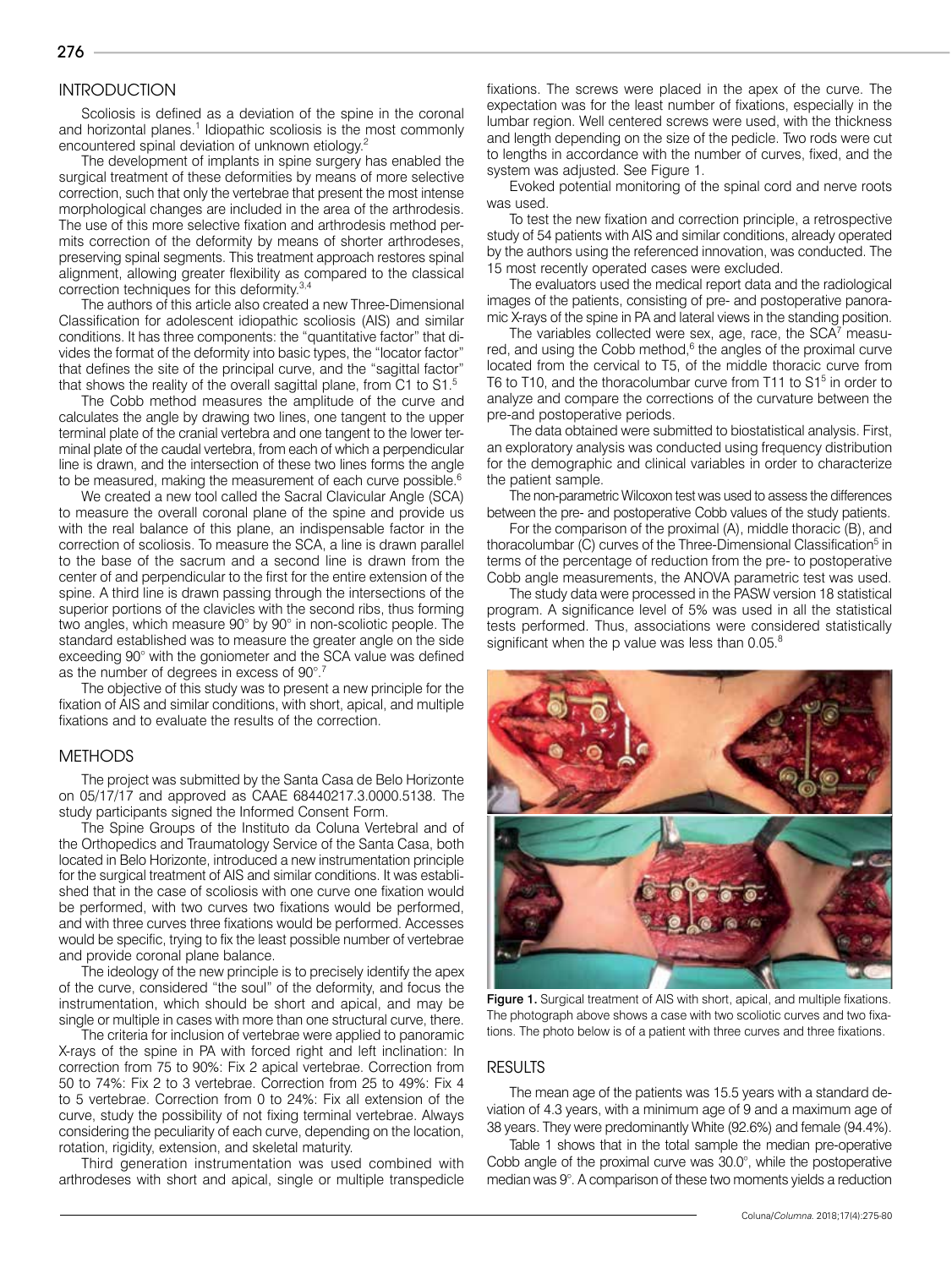## INTRODUCTION

Scoliosis is defined as a deviation of the spine in the coronal and horizontal planes.[1] Idiopathic scoliosis is the most commonly encountered spinal deviation of unknown etiology.[2]

The development of implants in spine surgery has enabled the surgical treatment of these deformities by means of more selective correction, such that only the vertebrae that present the most intense morphological changes are included in the area of the arthrodesis. The use of this more selective fixation and arthrodesis method permits correction of the deformity by means of shorter arthrodeses, preserving spinal segments. This treatment approach restores spinal alignment, allowing greater flexibility as compared to the classical correction techniques for this deformity.[3,4]

The authors of this article also created a new Three-Dimensional Classification for adolescent idiopathic scoliosis (AIS) and similar conditions. It has three components: the "quantitative factor" that divides the format of the deformity into basic types, the "locator factor" that defines the site of the principal curve, and the "sagittal factor" that shows the reality of the overall sagittal plane, from C1 to S1.[5]

The Cobb method measures the amplitude of the curve and calculates the angle by drawing two lines, one tangent to the upper terminal plate of the cranial vertebra and one tangent to the lower terminal plate of the caudal vertebra, from each of which a perpendicular line is drawn, and the intersection of these two lines forms the angle to be measured, making the measurement of each curve possible.[6]

We created a new tool called the Sacral Clavicular Angle (SCA) to measure the overall coronal plane of the spine and provide us with the real balance of this plane, an indispensable factor in the correction of scoliosis. To measure the SCA, a line is drawn parallel to the base of the sacrum and a second line is drawn from the center of and perpendicular to the first for the entire extension of the spine. A third line is drawn passing through the intersections of the superior portions of the clavicles with the second ribs, thus forming two angles, which measure 90° by 90° in non-scoliotic people. The standard established was to measure the greater angle on the side exceeding 90° with the goniometer and the SCA value was defined as the number of degrees in excess of 90°.[7]

The objective of this study was to present a new principle for the fixation of AIS and similar conditions, with short, apical, and multiple fixations and to evaluate the results of the correction.

## METHODS

The project was submitted by the Santa Casa de Belo Horizonte on 05/17/17 and approved as CAAE 68440217.3.0000.5138. The study participants signed the Informed Consent Form.

The Spine Groups of the Instituto da Coluna Vertebral and of the Orthopedics and Traumatology Service of the Santa Casa, both located in Belo Horizonte, introduced a new instrumentation principle for the surgical treatment of AIS and similar conditions. It was established that in the case of scoliosis with one curve one fixation would be performed, with two curves two fixations would be performed, and with three curves three fixations would be performed. Accesses would be specific, trying to fix the least possible number of vertebrae and provide coronal plane balance.

The ideology of the new principle is to precisely identify the apex of the curve, considered "the soul" of the deformity, and focus the instrumentation, which should be short and apical, and may be single or multiple in cases with more than one structural curve, there.

The criteria for inclusion of vertebrae were applied to panoramic X-rays of the spine in PA with forced right and left inclination: In correction from 75 to 90%: Fix 2 apical vertebrae. Correction from 50 to 74%: Fix 2 to 3 vertebrae. Correction from 25 to 49%: Fix 4 to 5 vertebrae. Correction from 0 to 24%: Fix all extension of the curve, study the possibility of not fixing terminal vertebrae. Always considering the peculiarity of each curve, depending on the location, rotation, rigidity, extension, and skeletal maturity.

Third generation instrumentation was used combined with arthrodeses with short and apical, single or multiple transpedicle fixations. The screws were placed in the apex of the curve. The expectation was for the least number of fixations, especially in the lumbar region. Well centered screws were used, with the thickness and length depending on the size of the pedicle. Two rods were cut to lengths in accordance with the number of curves, fixed, and the system was adjusted. See Figure 1.

Evoked potential monitoring of the spinal cord and nerve roots was used.

To test the new fixation and correction principle, a retrospective study of 54 patients with AIS and similar conditions, already operated by the authors using the referenced innovation, was conducted. The 15 most recently operated cases were excluded.

The evaluators used the medical report data and the radiological images of the patients, consisting of pre- and postoperative panoramic X-rays of the spine in PA and lateral views in the standing position.

The variables collected were sex, age, race, the SCA[7] measured, and using the Cobb method,[6] the angles of the proximal curve located from the cervical to T5, of the middle thoracic curve from T6 to T10, and the thoracolumbar curve from T11 to S1[5] in order to analyze and compare the corrections of the curvature between the pre-and postoperative periods.

The data obtained were submitted to biostatistical analysis. First, an exploratory analysis was conducted using frequency distribution for the demographic and clinical variables in order to characterize the patient sample.

The non-parametric Wilcoxon test was used to assess the differences between the pre- and postoperative Cobb values of the study patients.

For the comparison of the proximal (A), middle thoracic (B), and thoracolumbar (C) curves of the Three-Dimensional Classification[5] in terms of the percentage of reduction from the pre- to postoperative Cobb angle measurements, the ANOVA parametric test was used.

The study data were processed in the PASW version 18 statistical program. A significance level of 5% was used in all the statistical tests performed. Thus, associations were considered statistically significant when the p value was less than 0.05.[8]

**Figure 1.** Surgical treatment of AIS with short, apical, and multiple fixations. The photograph above shows a case with two scoliotic curves and two fixations. The photo below is of a patient with three curves and three fixations.

## RESULTS

The mean age of the patients was 15.5 years with a standard deviation of 4.3 years, with a minimum age of 9 and a maximum age of 38 years. They were predominantly White (92.6%) and female (94.4%).

Table 1 shows that in the total sample the median pre-operative Cobb angle of the proximal curve was 30.0°, while the postoperative median was 9°. A comparison of these two moments yields a reduction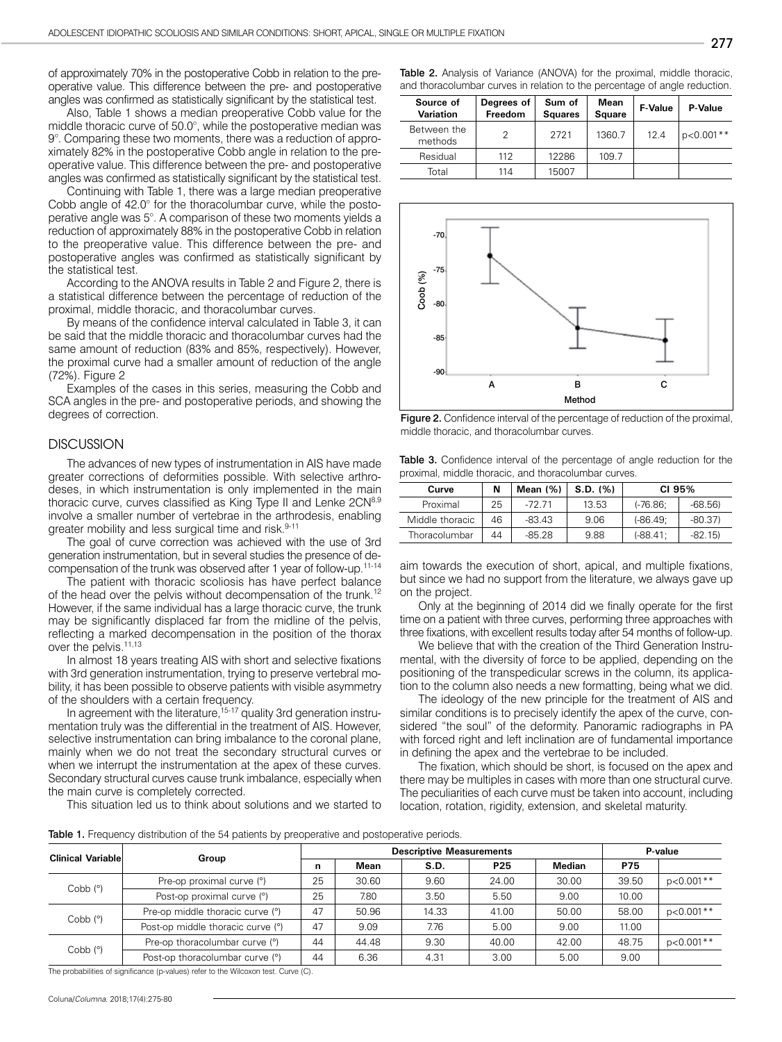of approximately 70% in the postoperative Cobb in relation to the preoperative value. This difference between the pre- and postoperative angles was confirmed as statistically significant by the statistical test.

Also, Table 1 shows a median preoperative Cobb value for the middle thoracic curve of 50.0°, while the postoperative median was 9°. Comparing these two moments, there was a reduction of approximately 82% in the postoperative Cobb angle in relation to the preoperative value. This difference between the pre- and postoperative angles was confirmed as statistically significant by the statistical test.

Continuing with Table 1, there was a large median preoperative Cobb angle of 42.0° for the thoracolumbar curve, while the postoperative angle was 5°. A comparison of these two moments yields a reduction of approximately 88% in the postoperative Cobb in relation to the preoperative value. This difference between the pre- and postoperative angles was confirmed as statistically significant by the statistical test.

According to the ANOVA results in Table 2 and Figure 2, there is a statistical difference between the percentage of reduction of the proximal, middle thoracic, and thoracolumbar curves.

By means of the confidence interval calculated in Table 3, it can be said that the middle thoracic and thoracolumbar curves had the same amount of reduction (83% and 85%, respectively). However, the proximal curve had a smaller amount of reduction of the angle (72%). Figure 2

Examples of the cases in this series, measuring the Cobb and SCA angles in the pre- and postoperative periods, and showing the degrees of correction.

## DISCUSSION

The advances of new types of instrumentation in AIS have made greater corrections of deformities possible. With selective arthrodeses, in which instrumentation is only implemented in the main thoracic curve, curves classified as King Type II and Lenke 2CN[8,9] involve a smaller number of vertebrae in the arthrodesis, enabling greater mobility and less surgical time and risk.[9-11]

The goal of curve correction was achieved with the use of 3rd generation instrumentation, but in several studies the presence of decompensation of the trunk was observed after 1 year of follow-up.[11-14]

The patient with thoracic scoliosis has have perfect balance of the head over the pelvis without decompensation of the trunk.[12] However, if the same individual has a large thoracic curve, the trunk may be significantly displaced far from the midline of the pelvis, reflecting a marked decompensation in the position of the thorax over the pelvis.[11,13]

In almost 18 years treating AIS with short and selective fixations with 3rd generation instrumentation, trying to preserve vertebral mobility, it has been possible to observe patients with visible asymmetry of the shoulders with a certain frequency.

In agreement with the literature,[15-17] quality 3rd generation instrumentation truly was the differential in the treatment of AIS. However, selective instrumentation can bring imbalance to the coronal plane, mainly when we do not treat the secondary structural curves or when we interrupt the instrumentation at the apex of these curves. Secondary structural curves cause trunk imbalance, especially when the main curve is completely corrected.

This situation led us to think about solutions and we started to aim towards the execution of short, apical, and multiple fixations, but since we had no support from the literature, we always gave up on the project.

Only at the beginning of 2014 did we finally operate for the first time on a patient with three curves, performing three approaches with three fixations, with excellent results today after 54 months of follow-up.

We believe that with the creation of the Third Generation Instrumental, with the diversity of force to be applied, depending on the positioning of the transpedicular screws in the column, its application to the column also needs a new formatting, being what we did.

The ideology of the new principle for the treatment of AIS and similar conditions is to precisely identify the apex of the curve, considered "the soul" of the deformity. Panoramic radiographs in PA with forced right and left inclination are of fundamental importance in defining the apex and the vertebrae to be included.

The fixation, which should be short, is focused on the apex and there may be multiples in cases with more than one structural curve. The peculiarities of each curve must be taken into account, including location, rotation, rigidity, extension, and skeletal maturity.

**Table 2.** Analysis of Variance (ANOVA) for the proximal, middle thoracic, and thoracolumbar curves in relation to the percentage of angle reduction.

| Source of Variation | Degrees of Freedom | Sum of Squares | Mean Square | F-Value | P-Value |
|---|---|---|---|---|---|
| Between the methods | 2 | 2721 | 1360.7 | 12.4 | p<0.001** |
| Residual | 112 | 12286 | 109.7 | | |
| Total | 114 | 15007 | | | |

**Figure 2.** Confidence interval of the percentage of reduction of the proximal, middle thoracic, and thoracolumbar curves.

**Table 3.** Confidence interval of the percentage of angle reduction for the proximal, middle thoracic, and thoracolumbar curves.

| Curve | N | Mean (%) | S.D. (%) | CI 95% | |
|---|---|---|---|---|---|
| Proximal | 25 | -72.71 | 13.53 | (-76.86; | -68.56) |
| Middle thoracic | 46 | -83.43 | 9.06 | (-86.49; | -80.37) |
| Thoracolumbar | 44 | -85.28 | 9.88 | (-88.41; | -82.15) |

**Table 1.** Frequency distribution of the 54 patients by preoperative and postoperative periods.

| Clinical Variable | Group | Descriptive Measurements | | | | | | P-value |
|---|---|---|---|---|---|---|---|---|
| | | n | Mean | S.D. | P25 | Median | P75 | |
| Cobb (°) | Pre-op proximal curve (°) | 25 | 30.60 | 9.60 | 24.00 | 30.00 | 39.50 | p<0.001** |
| | Post-op proximal curve (°) | 25 | 7.80 | 3.50 | 5.50 | 9.00 | 10.00 | |
| Cobb (°) | Pre-op middle thoracic curve (°) | 47 | 50.96 | 14.33 | 41.00 | 50.00 | 58.00 | p<0.001** |
| | Post-op middle thoracic curve (°) | 47 | 9.09 | 7.76 | 5.00 | 9.00 | 11.00 | |
| Cobb (°) | Pre-op thoracolumbar curve (°) | 44 | 44.48 | 9.30 | 40.00 | 42.00 | 48.75 | p<0.001** |
| | Post-op thoracolumbar curve (°) | 44 | 6.36 | 4.31 | 3.00 | 5.00 | 9.00 | |

The probabilities of significance (p-values) refer to the Wilcoxon test. Curve (C).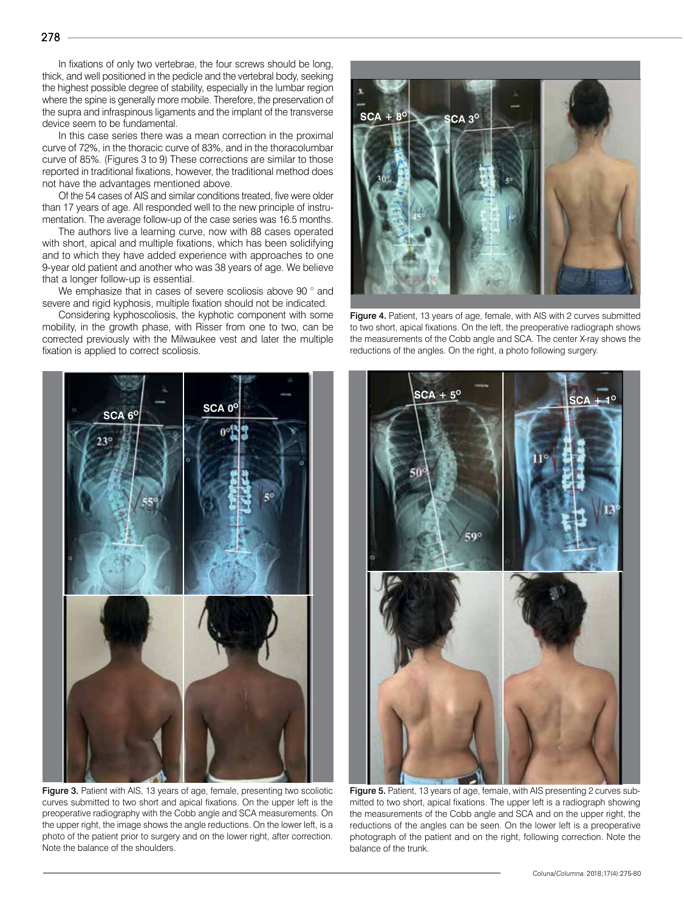In fixations of only two vertebrae, the four screws should be long, thick, and well positioned in the pedicle and the vertebral body, seeking the highest possible degree of stability, especially in the lumbar region where the spine is generally more mobile. Therefore, the preservation of the supra and infraspinous ligaments and the implant of the transverse device seem to be fundamental.

In this case series there was a mean correction in the proximal curve of 72%, in the thoracic curve of 83%, and in the thoracolumbar curve of 85%. (Figures 3 to 9) These corrections are similar to those reported in traditional fixations, however, the traditional method does not have the advantages mentioned above.

Of the 54 cases of AIS and similar conditions treated, five were older than 17 years of age. All responded well to the new principle of instrumentation. The average follow-up of the case series was 16.5 months.

The authors live a learning curve, now with 88 cases operated with short, apical and multiple fixations, which has been solidifying and to which they have added experience with approaches to one 9-year old patient and another who was 38 years of age. We believe that a longer follow-up is essential.

We emphasize that in cases of severe scoliosis above 90 ° and severe and rigid kyphosis, multiple fixation should not be indicated.

Considering kyphoscoliosis, the kyphotic component with some mobility, in the growth phase, with Risser from one to two, can be corrected previously with the Milwaukee vest and later the multiple fixation is applied to correct scoliosis.

Figure 3. Patient with AIS, 13 years of age, female, presenting two scoliotic curves submitted to two short and apical fixations. On the upper left is the preoperative radiography with the Cobb angle and SCA measurements. On the upper right, the image shows the angle reductions. On the lower left, is a photo of the patient prior to surgery and on the lower right, after correction. Note the balance of the shoulders.

Figure 4. Patient, 13 years of age, female, with AIS with 2 curves submitted to two short, apical fixations. On the left, the preoperative radiograph shows the measurements of the Cobb angle and SCA. The center X-ray shows the reductions of the angles. On the right, a photo following surgery.

Figure 5. Patient, 13 years of age, female, with AIS presenting 2 curves submitted to two short, apical fixations. The upper left is a radiograph showing the measurements of the Cobb angle and SCA and on the upper right, the reductions of the angles can be seen. On the lower left is a preoperative photograph of the patient and on the right, following correction. Note the balance of the trunk.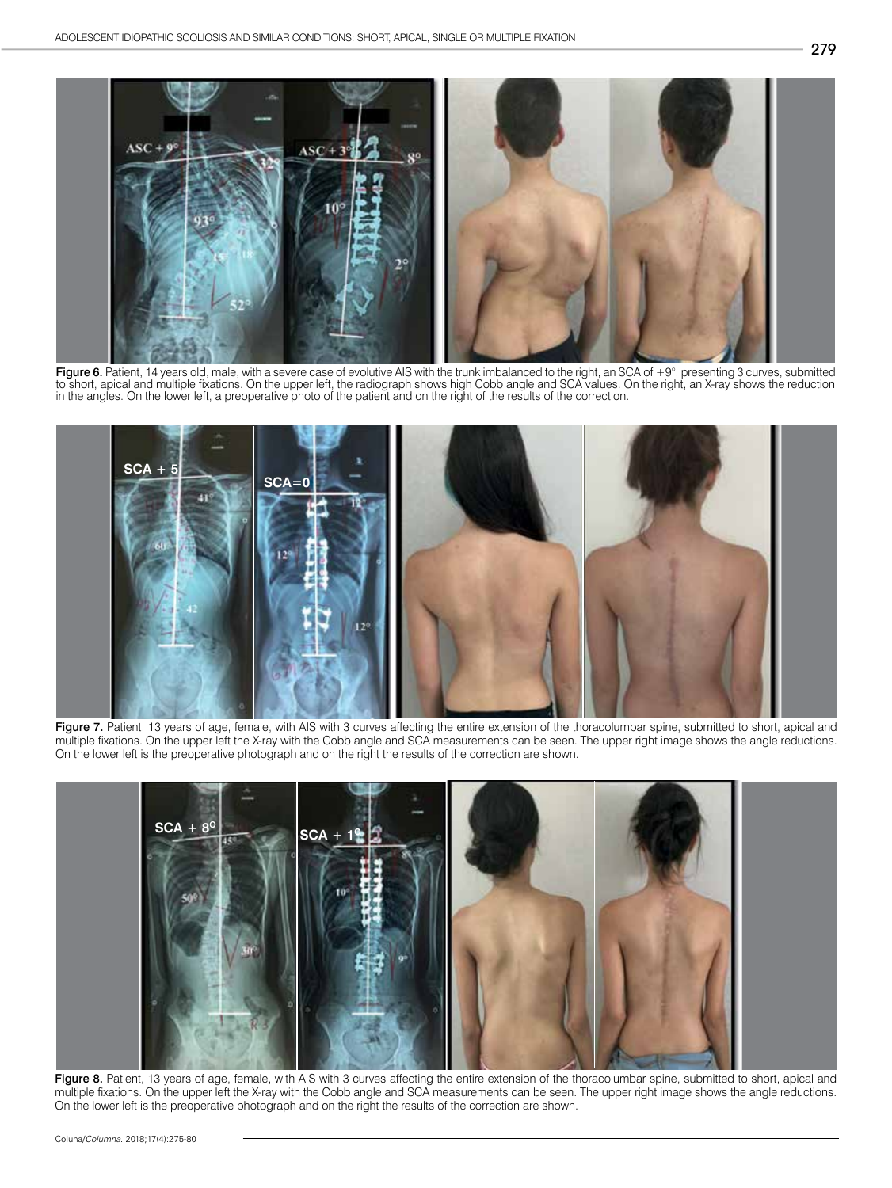Figure 6. Patient, 14 years old, male, with a severe case of evolutive AIS with the trunk imbalanced to the right, an SCA of +9°, presenting 3 curves, submitted to short, apical and multiple fixations. On the upper left, the radiograph shows high Cobb angle and SCA values. On the right, an X-ray shows the reduction in the angles. On the lower left, a preoperative photo of the patient and on the right of the results of the correction.

Figure 7. Patient, 13 years of age, female, with AIS with 3 curves affecting the entire extension of the thoracolumbar spine, submitted to short, apical and multiple fixations. On the upper left the X-ray with the Cobb angle and SCA measurements can be seen. The upper right image shows the angle reductions. On the lower left is the preoperative photograph and on the right the results of the correction are shown.

Figure 8. Patient, 13 years of age, female, with AIS with 3 curves affecting the entire extension of the thoracolumbar spine, submitted to short, apical and multiple fixations. On the upper left the X-ray with the Cobb angle and SCA measurements can be seen. The upper right image shows the angle reductions. On the lower left is the preoperative photograph and on the right the results of the correction are shown.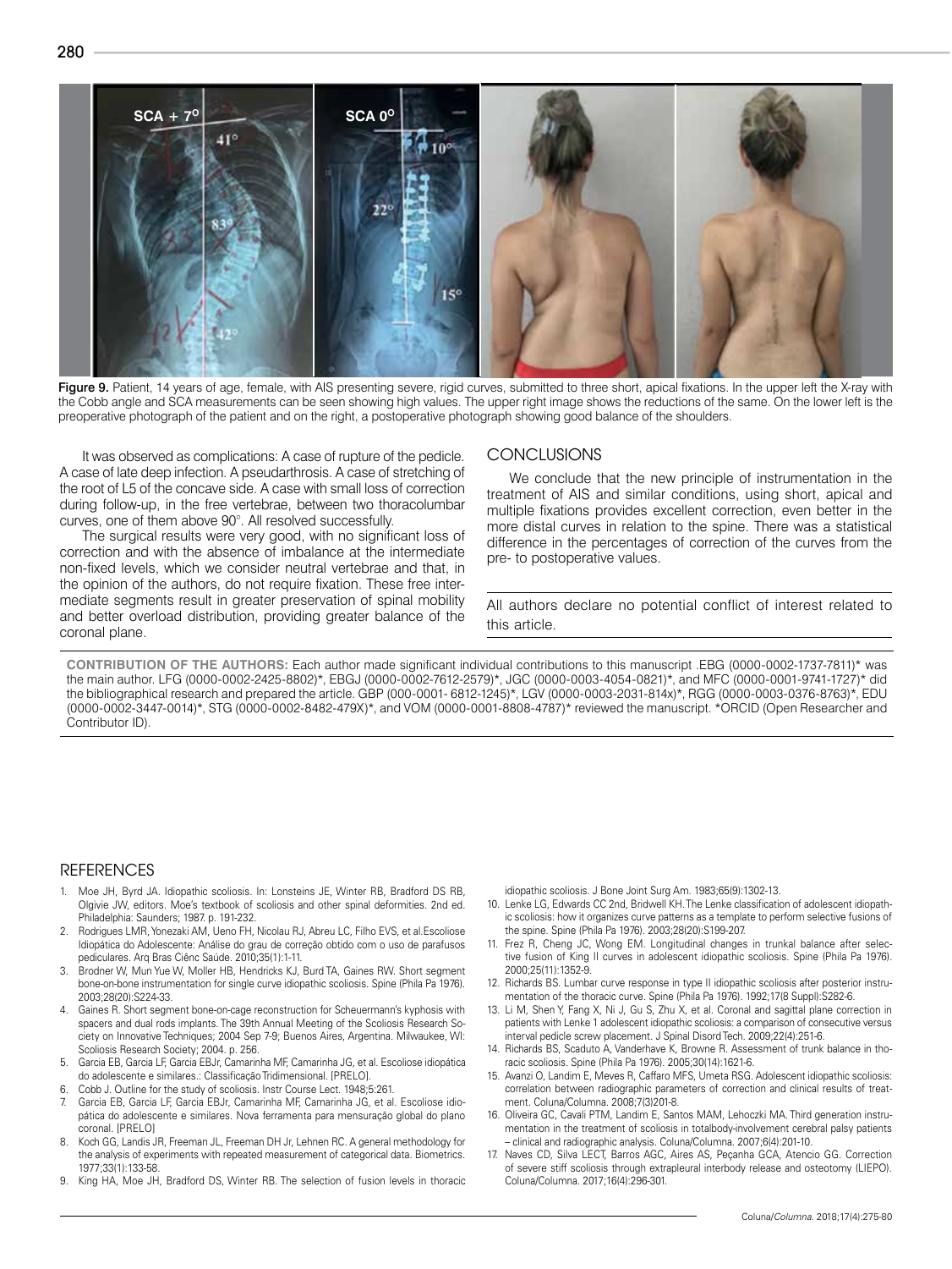Figure 9. Patient, 14 years of age, female, with AIS presenting severe, rigid curves, submitted to three short, apical fixations. In the upper left the X-ray with the Cobb angle and SCA measurements can be seen showing high values. The upper right image shows the reductions of the same. On the lower left is the preoperative photograph of the patient and on the right, a postoperative photograph showing good balance of the shoulders.

It was observed as complications: A case of rupture of the pedicle. A case of late deep infection. A pseudarthrosis. A case of stretching of the root of L5 of the concave side. A case with small loss of correction during follow-up, in the free vertebrae, between two thoracolumbar curves, one of them above 90°. All resolved successfully.

The surgical results were very good, with no significant loss of correction and with the absence of imbalance at the intermediate non-fixed levels, which we consider neutral vertebrae and that, in the opinion of the authors, do not require fixation. These free intermediate segments result in greater preservation of spinal mobility and better overload distribution, providing greater balance of the coronal plane.

## CONCLUSIONS

We conclude that the new principle of instrumentation in the treatment of AIS and similar conditions, using short, apical and multiple fixations provides excellent correction, even better in the more distal curves in relation to the spine. There was a statistical difference in the percentages of correction of the curves from the pre- to postoperative values.

All authors declare no potential conflict of interest related to this article.

**CONTRIBUTION OF THE AUTHORS:** Each author made significant individual contributions to this manuscript .EBG (0000-0002-1737-7811)* was the main author. LFG (0000-0002-2425-8802)*, EBGJ (0000-0002-7612-2579)*, JGC (0000-0003-4054-0821)*, and MFC (0000-0001-9741-1727)* did the bibliographical research and prepared the article. GBP (000-0001- 6812-1245)*, LGV (0000-0003-2031-814x)*, RGG (0000-0003-0376-8763)*, EDU (0000-0002-3447-0014)*, STG (0000-0002-8482-479X)*, and VOM (0000-0001-8808-4787)* reviewed the manuscript. *ORCID (Open Researcher and Contributor ID).

## REFERENCES

1. Moe JH, Byrd JA. Idiopathic scoliosis. In: Lonsteins JE, Winter RB, Bradford DS RB, Olgivie JW, editors. Moe's textbook of scoliosis and other spinal deformities. 2nd ed. Philadelphia: Saunders; 1987. p. 191-232.
2. Rodrigues LMR, Yonezaki AM, Ueno FH, Nicolau RJ, Abreu LC, Filho EVS, et al.Escoliose Idiopática do Adolescente: Análise do grau de correção obtido com o uso de parafusos pediculares. Arq Bras Ciênc Saúde. 2010;35(1):1-11.
3. Brodner W, Mun Yue W, Moller HB, Hendricks KJ, Burd TA, Gaines RW. Short segment bone-on-bone instrumentation for single curve idiopathic scoliosis. Spine (Phila Pa 1976). 2003;28(20):S224-33.
4. Gaines R. Short segment bone-on-cage reconstruction for Scheuermann's kyphosis with spacers and dual rods implants. The 39th Annual Meeting of the Scoliosis Research Society on Innovative Techniques; 2004 Sep 7-9; Buenos Aires, Argentina. Milwaukee, WI: Scoliosis Research Society; 2004. p. 256.
5. Garcia EB, Garcia LF, Garcia EBJr, Camarinha MF, Camarinha JG, et al. Escoliose idiopática do adolescente e similares.: Classificação Tridimensional. [PRELO].
6. Cobb J. Outline for the study of scoliosis. Instr Course Lect. 1948;5:261.
7. Garcia EB, Garcia LF, Garcia EBJr, Camarinha MF, Camarinha JG, et al. Escoliose idiopática do adolescente e similares. Nova ferramenta para mensuração global do plano coronal. [PRELO]
8. Koch GG, Landis JR, Freeman JL, Freeman DH Jr, Lehnen RC. A general methodology for the analysis of experiments with repeated measurement of categorical data. Biometrics. 1977;33(1):133-58.
9. King HA, Moe JH, Bradford DS, Winter RB. The selection of fusion levels in thoracic idiopathic scoliosis. J Bone Joint Surg Am. 1983;65(9):1302-13.
10. Lenke LG, Edwards CC 2nd, Bridwell KH. The Lenke classification of adolescent idiopathic scoliosis: how it organizes curve patterns as a template to perform selective fusions of the spine. Spine (Phila Pa 1976). 2003;28(20):S199-207.
11. Frez R, Cheng JC, Wong EM. Longitudinal changes in trunkal balance after selective fusion of King II curves in adolescent idiopathic scoliosis. Spine (Phila Pa 1976). 2000;25(11):1352-9.
12. Richards BS. Lumbar curve response in type II idiopathic scoliosis after posterior instrumentation of the thoracic curve. Spine (Phila Pa 1976). 1992;17(8 Suppl):S282-6.
13. Li M, Shen Y, Fang X, Ni J, Gu S, Zhu X, et al. Coronal and sagittal plane correction in patients with Lenke 1 adolescent idiopathic scoliosis: a comparison of consecutive versus interval pedicle screw placement. J Spinal Disord Tech. 2009;22(4):251-6.
14. Richards BS, Scaduto A, Vanderhave K, Browne R. Assessment of trunk balance in thoracic scoliosis. Spine (Phila Pa 1976). 2005;30(14):1621-6.
15. Avanzi O, Landim E, Meves R, Caffaro MFS, Umeta RSG. Adolescent idiopathic scoliosis: correlation between radiographic parameters of correction and clinical results of treatment. Coluna/Columna. 2008;7(3)201-8.
16. Oliveira GC, Cavali PTM, Landim E, Santos MAM, Lehoczki MA. Third generation instrumentation in the treatment of scoliosis in totalbody-involvement cerebral palsy patients – clinical and radiographic analysis. Coluna/Columna. 2007;6(4):201-10.
17. Naves CD, Silva LECT, Barros AGC, Aires AS, Peçanha GCA, Atencio GG. Correction of severe stiff scoliosis through extrapleural interbody release and osteotomy (LIEPO). Coluna/Columna. 2017;16(4):296-301.